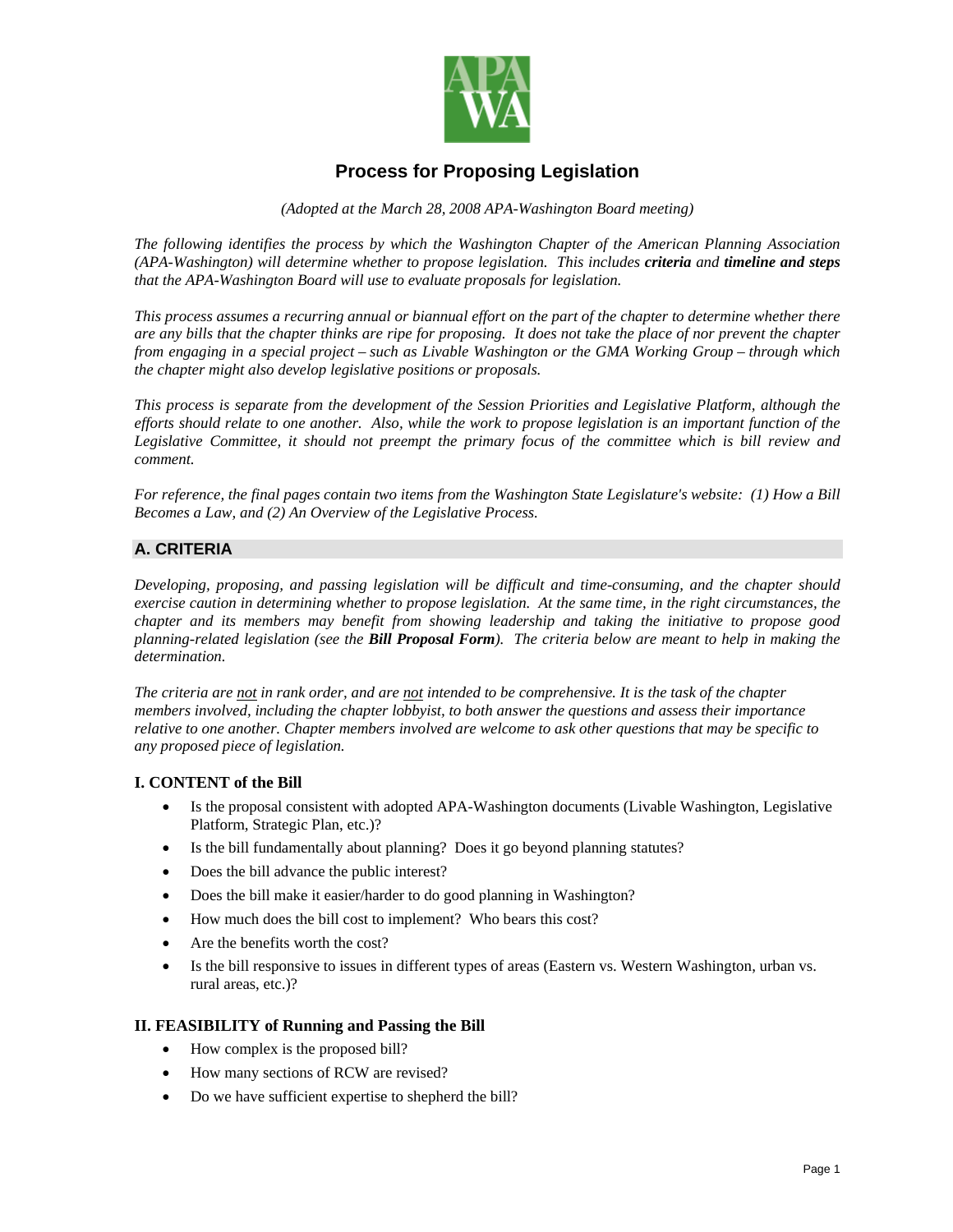APA
WA

# Process for Proposing Legislation

*(Adopted at the March 28, 2008 APA-Washington Board meeting)*

*The following identifies the process by which the Washington Chapter of the American Planning Association (APA-Washington) will determine whether to propose legislation. This includes **criteria** and **timeline and steps** that the APA-Washington Board will use to evaluate proposals for legislation.*

*This process assumes a recurring annual or biannual effort on the part of the chapter to determine whether there are any bills that the chapter thinks are ripe for proposing. It does not take the place of nor prevent the chapter from engaging in a special project – such as Livable Washington or the GMA Working Group – through which the chapter might also develop legislative positions or proposals.*

*This process is separate from the development of the Session Priorities and Legislative Platform, although the efforts should relate to one another. Also, while the work to propose legislation is an important function of the Legislative Committee, it should not preempt the primary focus of the committee which is bill review and comment.*

*For reference, the final pages contain two items from the Washington State Legislature's website: (1) How a Bill Becomes a Law, and (2) An Overview of the Legislative Process.*

## A. CRITERIA

*Developing, proposing, and passing legislation will be difficult and time-consuming, and the chapter should exercise caution in determining whether to propose legislation. At the same time, in the right circumstances, the chapter and its members may benefit from showing leadership and taking the initiative to propose good planning-related legislation (see the **Bill Proposal Form**). The criteria below are meant to help in making the determination.*

*The criteria are <u>not</u> in rank order, and are <u>not</u> intended to be comprehensive. It is the task of the chapter members involved, including the chapter lobbyist, to both answer the questions and assess their importance relative to one another. Chapter members involved are welcome to ask other questions that may be specific to any proposed piece of legislation.*

### I. CONTENT of the Bill

- Is the proposal consistent with adopted APA-Washington documents (Livable Washington, Legislative Platform, Strategic Plan, etc.)?
- Is the bill fundamentally about planning? Does it go beyond planning statutes?
- Does the bill advance the public interest?
- Does the bill make it easier/harder to do good planning in Washington?
- How much does the bill cost to implement? Who bears this cost?
- Are the benefits worth the cost?
- Is the bill responsive to issues in different types of areas (Eastern vs. Western Washington, urban vs. rural areas, etc.)?

### II. FEASIBILITY of Running and Passing the Bill

- How complex is the proposed bill?
- How many sections of RCW are revised?
- Do we have sufficient expertise to shepherd the bill?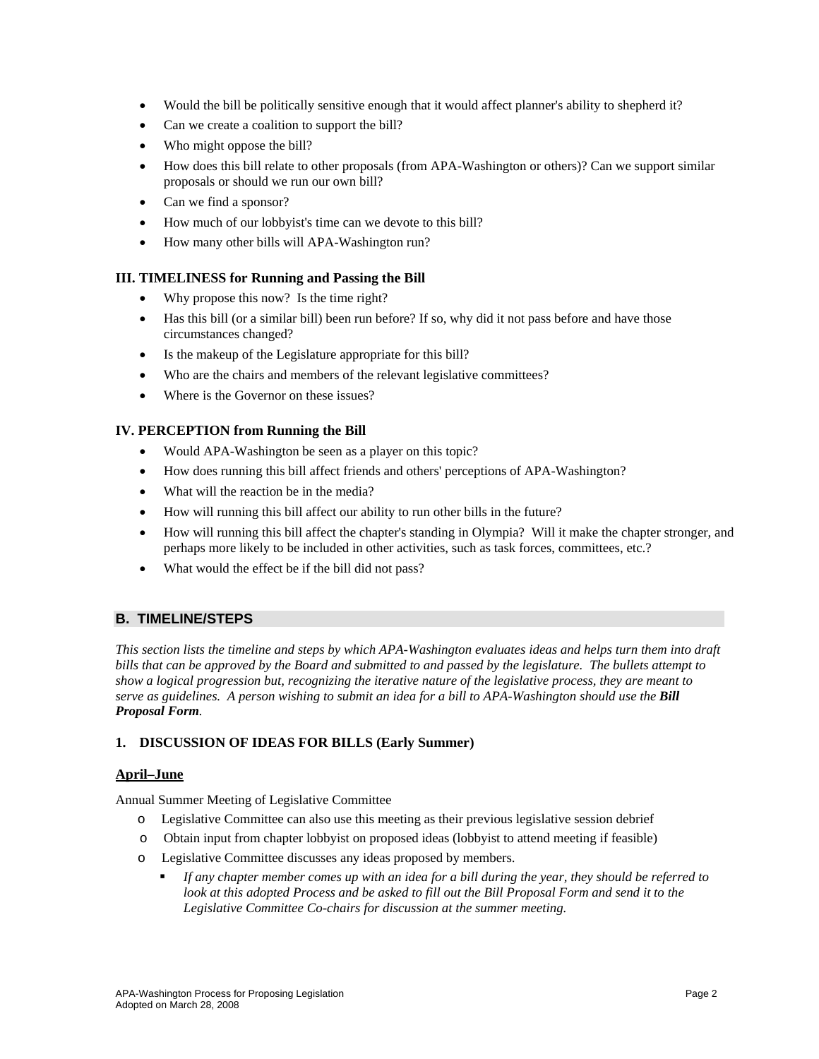- Would the bill be politically sensitive enough that it would affect planner's ability to shepherd it?
- Can we create a coalition to support the bill?
- Who might oppose the bill?
- How does this bill relate to other proposals (from APA-Washington or others)? Can we support similar proposals or should we run our own bill?
- Can we find a sponsor?
- How much of our lobbyist's time can we devote to this bill?
- How many other bills will APA-Washington run?

### III. TIMELINESS for Running and Passing the Bill

- Why propose this now? Is the time right?
- Has this bill (or a similar bill) been run before? If so, why did it not pass before and have those circumstances changed?
- Is the makeup of the Legislature appropriate for this bill?
- Who are the chairs and members of the relevant legislative committees?
- Where is the Governor on these issues?

### IV. PERCEPTION from Running the Bill

- Would APA-Washington be seen as a player on this topic?
- How does running this bill affect friends and others' perceptions of APA-Washington?
- What will the reaction be in the media?
- How will running this bill affect our ability to run other bills in the future?
- How will running this bill affect the chapter's standing in Olympia? Will it make the chapter stronger, and perhaps more likely to be included in other activities, such as task forces, committees, etc.?
- What would the effect be if the bill did not pass?

## B. TIMELINE/STEPS

*This section lists the timeline and steps by which APA-Washington evaluates ideas and helps turn them into draft bills that can be approved by the Board and submitted to and passed by the legislature. The bullets attempt to show a logical progression but, recognizing the iterative nature of the legislative process, they are meant to serve as guidelines. A person wishing to submit an idea for a bill to APA-Washington should use the* ***Bill Proposal Form****.*

### 1. DISCUSSION OF IDEAS FOR BILLS (Early Summer)

**April–June**

Annual Summer Meeting of Legislative Committee

- Legislative Committee can also use this meeting as their previous legislative session debrief
- Obtain input from chapter lobbyist on proposed ideas (lobbyist to attend meeting if feasible)
- Legislative Committee discusses any ideas proposed by members.
  - *If any chapter member comes up with an idea for a bill during the year, they should be referred to look at this adopted Process and be asked to fill out the Bill Proposal Form and send it to the Legislative Committee Co-chairs for discussion at the summer meeting.*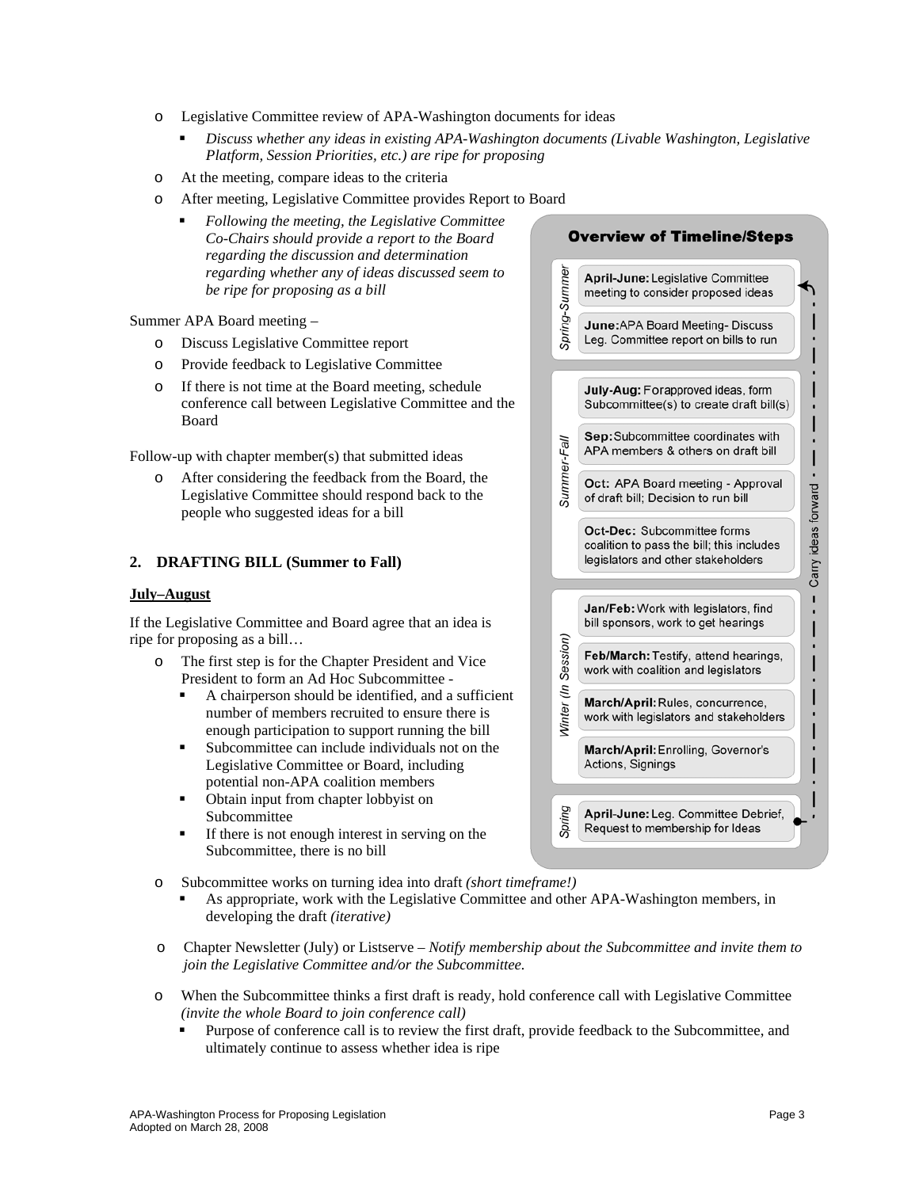- Legislative Committee review of APA-Washington documents for ideas
  - *Discuss whether any ideas in existing APA-Washington documents (Livable Washington, Legislative Platform, Session Priorities, etc.) are ripe for proposing*
- At the meeting, compare ideas to the criteria
- After meeting, Legislative Committee provides Report to Board
  - *Following the meeting, the Legislative Committee Co-Chairs should provide a report to the Board regarding the discussion and determination regarding whether any of ideas discussed seem to be ripe for proposing as a bill*

Summer APA Board meeting –

- Discuss Legislative Committee report
- Provide feedback to Legislative Committee
- If there is not time at the Board meeting, schedule conference call between Legislative Committee and the Board

Follow-up with chapter member(s) that submitted ideas

- After considering the feedback from the Board, the Legislative Committee should respond back to the people who suggested ideas for a bill

**Overview of Timeline/Steps**

*Spring-Summer*

- **April-June:** Legislative Committee meeting to consider proposed ideas
- **June:** APA Board Meeting- Discuss Leg. Committee report on bills to run

*Summer-Fall*

- **July-Aug:** For approved ideas, form Subcommittee(s) to create draft bill(s)
- **Sep:** Subcommittee coordinates with APA members & others on draft bill
- **Oct:** APA Board meeting - Approval of draft bill; Decision to run bill
- **Oct-Dec:** Subcommittee forms coalition to pass the bill; this includes legislators and other stakeholders

*Winter (In Session)*

- **Jan/Feb:** Work with legislators, find bill sponsors, work to get hearings
- **Feb/March:** Testify, attend hearings, work with coalition and legislators
- **March/April:** Rules, concurrence, work with legislators and stakeholders
- **March/April:** Enrolling, Governor's Actions, Signings

*Spring*

- **April-June:** Leg. Committee Debrief, Request to membership for Ideas

Carry ideas forward

## 2. DRAFTING BILL (Summer to Fall)

**July–August**

If the Legislative Committee and Board agree that an idea is ripe for proposing as a bill…

- The first step is for the Chapter President and Vice President to form an Ad Hoc Subcommittee -
  - A chairperson should be identified, and a sufficient number of members recruited to ensure there is enough participation to support running the bill
  - Subcommittee can include individuals not on the Legislative Committee or Board, including potential non-APA coalition members
  - Obtain input from chapter lobbyist on Subcommittee
  - If there is not enough interest in serving on the Subcommittee, there is no bill
- Subcommittee works on turning idea into draft *(short timeframe!)*
  - As appropriate, work with the Legislative Committee and other APA-Washington members, in developing the draft *(iterative)*
- Chapter Newsletter (July) or Listserve – *Notify membership about the Subcommittee and invite them to join the Legislative Committee and/or the Subcommittee.*
- When the Subcommittee thinks a first draft is ready, hold conference call with Legislative Committee *(invite the whole Board to join conference call)*
  - Purpose of conference call is to review the first draft, provide feedback to the Subcommittee, and ultimately continue to assess whether idea is ripe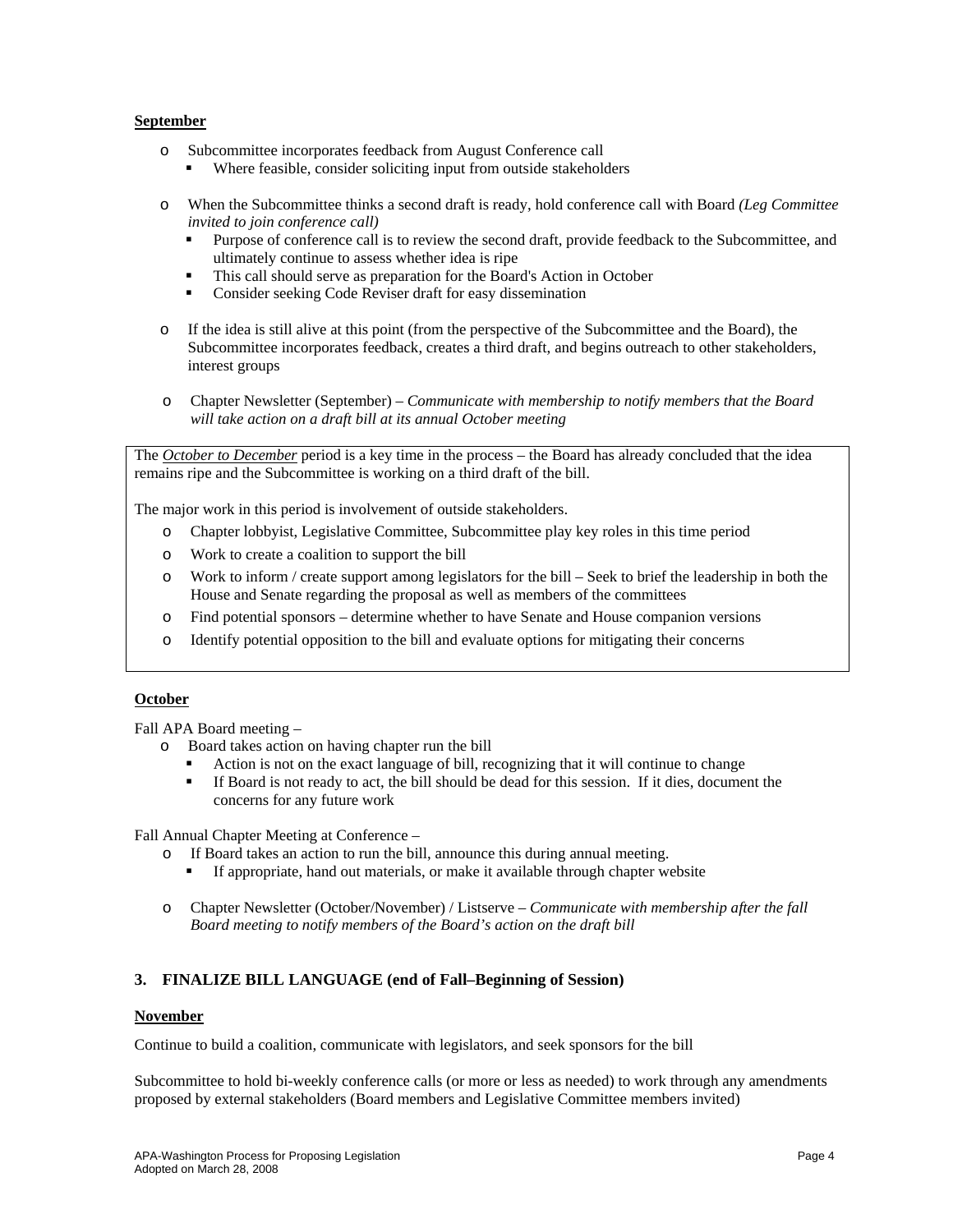**September**

- Subcommittee incorporates feedback from August Conference call
  - Where feasible, consider soliciting input from outside stakeholders

- When the Subcommittee thinks a second draft is ready, hold conference call with Board *(Leg Committee invited to join conference call)*
  - Purpose of conference call is to review the second draft, provide feedback to the Subcommittee, and ultimately continue to assess whether idea is ripe
  - This call should serve as preparation for the Board's Action in October
  - Consider seeking Code Reviser draft for easy dissemination

- If the idea is still alive at this point (from the perspective of the Subcommittee and the Board), the Subcommittee incorporates feedback, creates a third draft, and begins outreach to other stakeholders, interest groups

- Chapter Newsletter (September) – *Communicate with membership to notify members that the Board will take action on a draft bill at its annual October meeting*

The ***October to December*** period is a key time in the process – the Board has already concluded that the idea remains ripe and the Subcommittee is working on a third draft of the bill.

The major work in this period is involvement of outside stakeholders.

- Chapter lobbyist, Legislative Committee, Subcommittee play key roles in this time period
- Work to create a coalition to support the bill
- Work to inform / create support among legislators for the bill – Seek to brief the leadership in both the House and Senate regarding the proposal as well as members of the committees
- Find potential sponsors – determine whether to have Senate and House companion versions
- Identify potential opposition to the bill and evaluate options for mitigating their concerns

**October**

Fall APA Board meeting –

- Board takes action on having chapter run the bill
  - Action is not on the exact language of bill, recognizing that it will continue to change
  - If Board is not ready to act, the bill should be dead for this session. If it dies, document the concerns for any future work

Fall Annual Chapter Meeting at Conference –

- If Board takes an action to run the bill, announce this during annual meeting.
  - If appropriate, hand out materials, or make it available through chapter website

- Chapter Newsletter (October/November) / Listserve – *Communicate with membership after the fall Board meeting to notify members of the Board's action on the draft bill*

### 3. FINALIZE BILL LANGUAGE (end of Fall–Beginning of Session)

**November**

Continue to build a coalition, communicate with legislators, and seek sponsors for the bill

Subcommittee to hold bi-weekly conference calls (or more or less as needed) to work through any amendments proposed by external stakeholders (Board members and Legislative Committee members invited)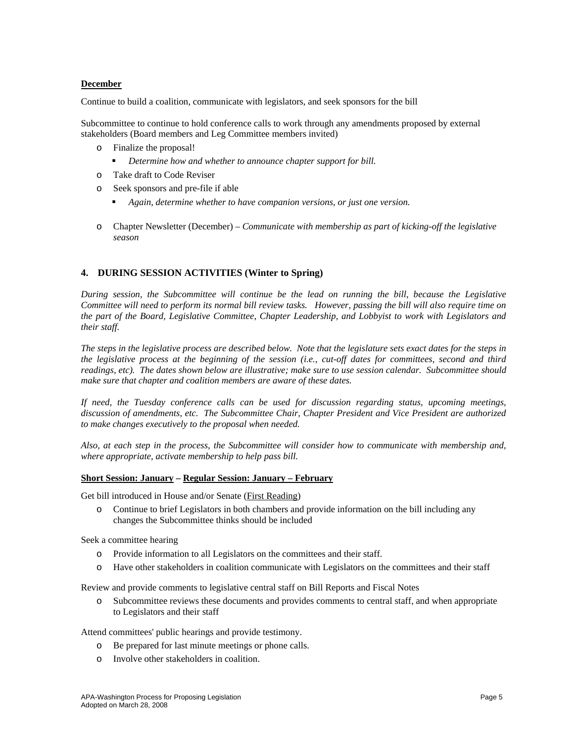**December**

Continue to build a coalition, communicate with legislators, and seek sponsors for the bill

Subcommittee to continue to hold conference calls to work through any amendments proposed by external stakeholders (Board members and Leg Committee members invited)

- Finalize the proposal!
  - *Determine how and whether to announce chapter support for bill.*
- Take draft to Code Reviser
- Seek sponsors and pre-file if able
  - *Again, determine whether to have companion versions, or just one version.*
- Chapter Newsletter (December) – *Communicate with membership as part of kicking-off the legislative season*

## 4. DURING SESSION ACTIVITIES (Winter to Spring)

*During session, the Subcommittee will continue be the lead on running the bill, because the Legislative Committee will need to perform its normal bill review tasks. However, passing the bill will also require time on the part of the Board, Legislative Committee, Chapter Leadership, and Lobbyist to work with Legislators and their staff.*

*The steps in the legislative process are described below. Note that the legislature sets exact dates for the steps in the legislative process at the beginning of the session (i.e., cut-off dates for committees, second and third readings, etc). The dates shown below are illustrative; make sure to use session calendar. Subcommittee should make sure that chapter and coalition members are aware of these dates.*

*If need, the Tuesday conference calls can be used for discussion regarding status, upcoming meetings, discussion of amendments, etc. The Subcommittee Chair, Chapter President and Vice President are authorized to make changes executively to the proposal when needed.*

*Also, at each step in the process, the Subcommittee will consider how to communicate with membership and, where appropriate, activate membership to help pass bill.*

**Short Session: January – Regular Session: January – February**

Get bill introduced in House and/or Senate (First Reading)

- Continue to brief Legislators in both chambers and provide information on the bill including any changes the Subcommittee thinks should be included

Seek a committee hearing

- Provide information to all Legislators on the committees and their staff.
- Have other stakeholders in coalition communicate with Legislators on the committees and their staff

Review and provide comments to legislative central staff on Bill Reports and Fiscal Notes

- Subcommittee reviews these documents and provides comments to central staff, and when appropriate to Legislators and their staff

Attend committees' public hearings and provide testimony.

- Be prepared for last minute meetings or phone calls.
- Involve other stakeholders in coalition.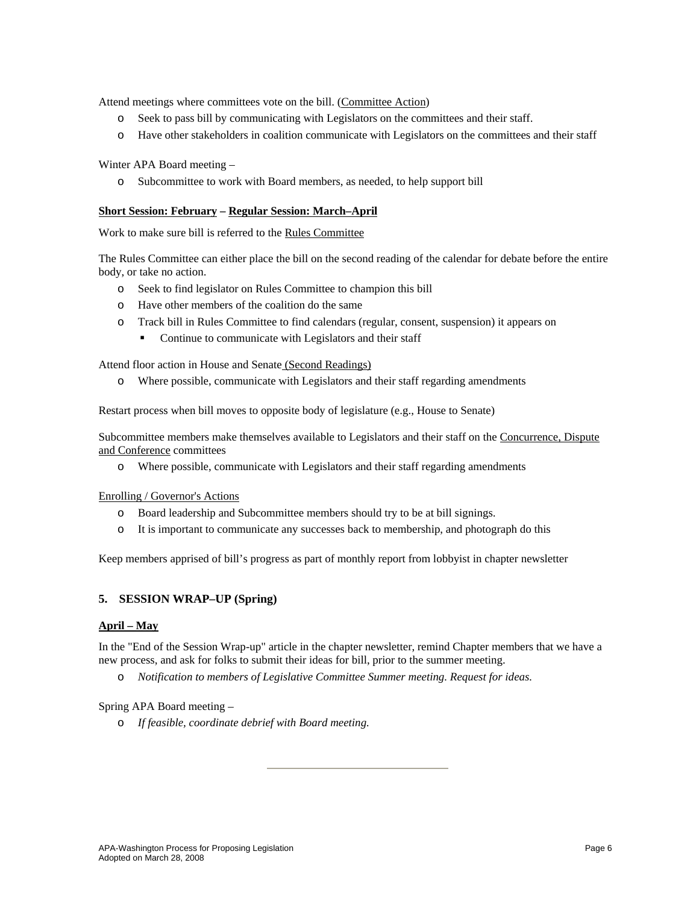Attend meetings where committees vote on the bill. (Committee Action)

- Seek to pass bill by communicating with Legislators on the committees and their staff.
- Have other stakeholders in coalition communicate with Legislators on the committees and their staff

Winter APA Board meeting –

- Subcommittee to work with Board members, as needed, to help support bill

**Short Session: February – Regular Session: March–April**

Work to make sure bill is referred to the Rules Committee

The Rules Committee can either place the bill on the second reading of the calendar for debate before the entire body, or take no action.

- Seek to find legislator on Rules Committee to champion this bill
- Have other members of the coalition do the same
- Track bill in Rules Committee to find calendars (regular, consent, suspension) it appears on
  - Continue to communicate with Legislators and their staff

Attend floor action in House and Senate (Second Readings)

- Where possible, communicate with Legislators and their staff regarding amendments

Restart process when bill moves to opposite body of legislature (e.g., House to Senate)

Subcommittee members make themselves available to Legislators and their staff on the Concurrence, Dispute and Conference committees

- Where possible, communicate with Legislators and their staff regarding amendments

Enrolling / Governor's Actions

- Board leadership and Subcommittee members should try to be at bill signings.
- It is important to communicate any successes back to membership, and photograph do this

Keep members apprised of bill's progress as part of monthly report from lobbyist in chapter newsletter

### 5. SESSION WRAP–UP (Spring)

**April – May**

In the "End of the Session Wrap-up" article in the chapter newsletter, remind Chapter members that we have a new process, and ask for folks to submit their ideas for bill, prior to the summer meeting.

- *Notification to members of Legislative Committee Summer meeting. Request for ideas.*

Spring APA Board meeting –

- *If feasible, coordinate debrief with Board meeting.*

---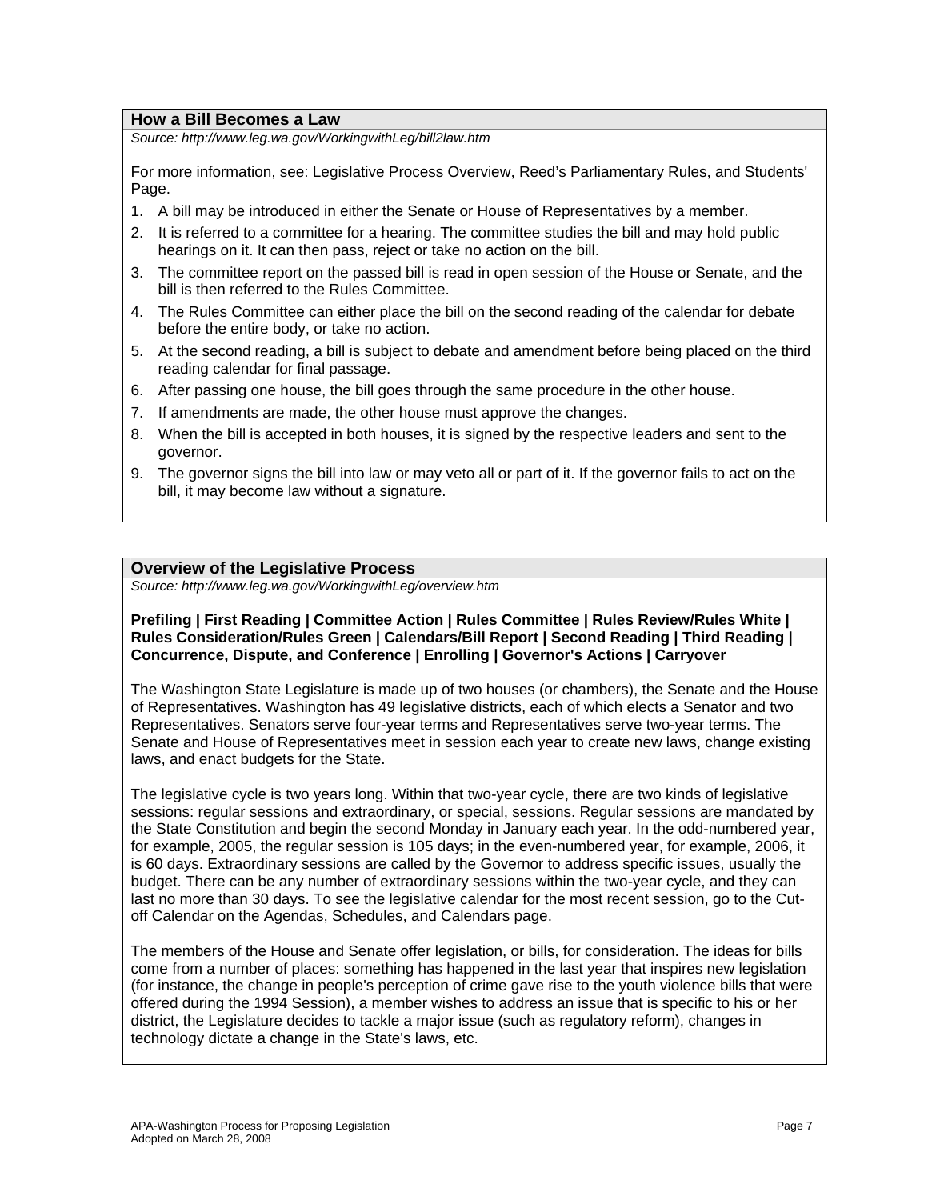## How a Bill Becomes a Law

*Source: http://www.leg.wa.gov/WorkingwithLeg/bill2law.htm*

For more information, see: Legislative Process Overview, Reed's Parliamentary Rules, and Students' Page.

1. A bill may be introduced in either the Senate or House of Representatives by a member.
2. It is referred to a committee for a hearing. The committee studies the bill and may hold public hearings on it. It can then pass, reject or take no action on the bill.
3. The committee report on the passed bill is read in open session of the House or Senate, and the bill is then referred to the Rules Committee.
4. The Rules Committee can either place the bill on the second reading of the calendar for debate before the entire body, or take no action.
5. At the second reading, a bill is subject to debate and amendment before being placed on the third reading calendar for final passage.
6. After passing one house, the bill goes through the same procedure in the other house.
7. If amendments are made, the other house must approve the changes.
8. When the bill is accepted in both houses, it is signed by the respective leaders and sent to the governor.
9. The governor signs the bill into law or may veto all or part of it. If the governor fails to act on the bill, it may become law without a signature.

## Overview of the Legislative Process

*Source: http://www.leg.wa.gov/WorkingwithLeg/overview.htm*

**Prefiling | First Reading | Committee Action | Rules Committee | Rules Review/Rules White | Rules Consideration/Rules Green | Calendars/Bill Report | Second Reading | Third Reading | Concurrence, Dispute, and Conference | Enrolling | Governor's Actions | Carryover**

The Washington State Legislature is made up of two houses (or chambers), the Senate and the House of Representatives. Washington has 49 legislative districts, each of which elects a Senator and two Representatives. Senators serve four-year terms and Representatives serve two-year terms. The Senate and House of Representatives meet in session each year to create new laws, change existing laws, and enact budgets for the State.

The legislative cycle is two years long. Within that two-year cycle, there are two kinds of legislative sessions: regular sessions and extraordinary, or special, sessions. Regular sessions are mandated by the State Constitution and begin the second Monday in January each year. In the odd-numbered year, for example, 2005, the regular session is 105 days; in the even-numbered year, for example, 2006, it is 60 days. Extraordinary sessions are called by the Governor to address specific issues, usually the budget. There can be any number of extraordinary sessions within the two-year cycle, and they can last no more than 30 days. To see the legislative calendar for the most recent session, go to the Cut-off Calendar on the Agendas, Schedules, and Calendars page.

The members of the House and Senate offer legislation, or bills, for consideration. The ideas for bills come from a number of places: something has happened in the last year that inspires new legislation (for instance, the change in people's perception of crime gave rise to the youth violence bills that were offered during the 1994 Session), a member wishes to address an issue that is specific to his or her district, the Legislature decides to tackle a major issue (such as regulatory reform), changes in technology dictate a change in the State's laws, etc.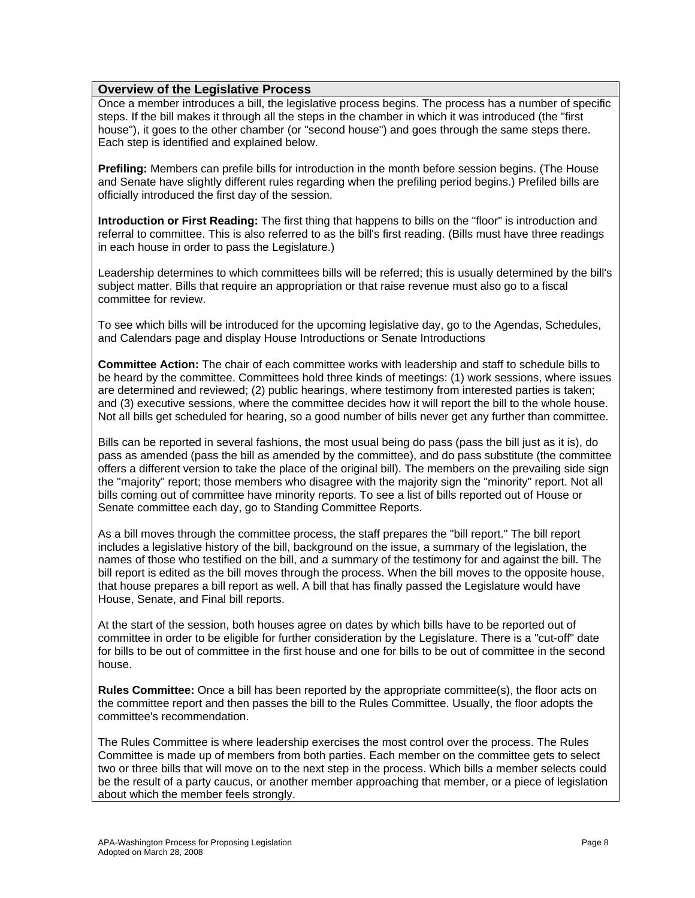## Overview of the Legislative Process

Once a member introduces a bill, the legislative process begins. The process has a number of specific steps. If the bill makes it through all the steps in the chamber in which it was introduced (the "first house"), it goes to the other chamber (or "second house") and goes through the same steps there. Each step is identified and explained below.

**Prefiling:** Members can prefile bills for introduction in the month before session begins. (The House and Senate have slightly different rules regarding when the prefiling period begins.) Prefiled bills are officially introduced the first day of the session.

**Introduction or First Reading:** The first thing that happens to bills on the "floor" is introduction and referral to committee. This is also referred to as the bill's first reading. (Bills must have three readings in each house in order to pass the Legislature.)

Leadership determines to which committees bills will be referred; this is usually determined by the bill's subject matter. Bills that require an appropriation or that raise revenue must also go to a fiscal committee for review.

To see which bills will be introduced for the upcoming legislative day, go to the Agendas, Schedules, and Calendars page and display House Introductions or Senate Introductions

**Committee Action:** The chair of each committee works with leadership and staff to schedule bills to be heard by the committee. Committees hold three kinds of meetings: (1) work sessions, where issues are determined and reviewed; (2) public hearings, where testimony from interested parties is taken; and (3) executive sessions, where the committee decides how it will report the bill to the whole house. Not all bills get scheduled for hearing, so a good number of bills never get any further than committee.

Bills can be reported in several fashions, the most usual being do pass (pass the bill just as it is), do pass as amended (pass the bill as amended by the committee), and do pass substitute (the committee offers a different version to take the place of the original bill). The members on the prevailing side sign the "majority" report; those members who disagree with the majority sign the "minority" report. Not all bills coming out of committee have minority reports. To see a list of bills reported out of House or Senate committee each day, go to Standing Committee Reports.

As a bill moves through the committee process, the staff prepares the "bill report." The bill report includes a legislative history of the bill, background on the issue, a summary of the legislation, the names of those who testified on the bill, and a summary of the testimony for and against the bill. The bill report is edited as the bill moves through the process. When the bill moves to the opposite house, that house prepares a bill report as well. A bill that has finally passed the Legislature would have House, Senate, and Final bill reports.

At the start of the session, both houses agree on dates by which bills have to be reported out of committee in order to be eligible for further consideration by the Legislature. There is a "cut-off" date for bills to be out of committee in the first house and one for bills to be out of committee in the second house.

**Rules Committee:** Once a bill has been reported by the appropriate committee(s), the floor acts on the committee report and then passes the bill to the Rules Committee. Usually, the floor adopts the committee's recommendation.

The Rules Committee is where leadership exercises the most control over the process. The Rules Committee is made up of members from both parties. Each member on the committee gets to select two or three bills that will move on to the next step in the process. Which bills a member selects could be the result of a party caucus, or another member approaching that member, or a piece of legislation about which the member feels strongly.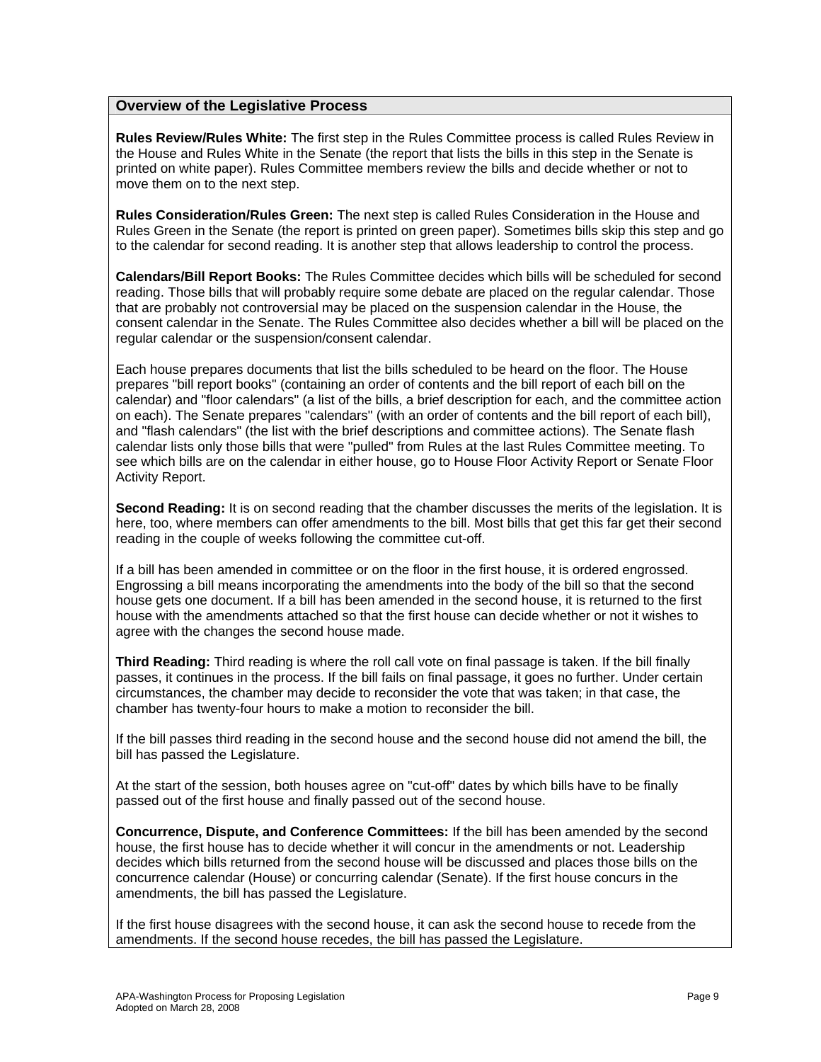## Overview of the Legislative Process

**Rules Review/Rules White:** The first step in the Rules Committee process is called Rules Review in the House and Rules White in the Senate (the report that lists the bills in this step in the Senate is printed on white paper). Rules Committee members review the bills and decide whether or not to move them on to the next step.

**Rules Consideration/Rules Green:** The next step is called Rules Consideration in the House and Rules Green in the Senate (the report is printed on green paper). Sometimes bills skip this step and go to the calendar for second reading. It is another step that allows leadership to control the process.

**Calendars/Bill Report Books:** The Rules Committee decides which bills will be scheduled for second reading. Those bills that will probably require some debate are placed on the regular calendar. Those that are probably not controversial may be placed on the suspension calendar in the House, the consent calendar in the Senate. The Rules Committee also decides whether a bill will be placed on the regular calendar or the suspension/consent calendar.

Each house prepares documents that list the bills scheduled to be heard on the floor. The House prepares "bill report books" (containing an order of contents and the bill report of each bill on the calendar) and "floor calendars" (a list of the bills, a brief description for each, and the committee action on each). The Senate prepares "calendars" (with an order of contents and the bill report of each bill), and "flash calendars" (the list with the brief descriptions and committee actions). The Senate flash calendar lists only those bills that were "pulled" from Rules at the last Rules Committee meeting. To see which bills are on the calendar in either house, go to House Floor Activity Report or Senate Floor Activity Report.

**Second Reading:** It is on second reading that the chamber discusses the merits of the legislation. It is here, too, where members can offer amendments to the bill. Most bills that get this far get their second reading in the couple of weeks following the committee cut-off.

If a bill has been amended in committee or on the floor in the first house, it is ordered engrossed. Engrossing a bill means incorporating the amendments into the body of the bill so that the second house gets one document. If a bill has been amended in the second house, it is returned to the first house with the amendments attached so that the first house can decide whether or not it wishes to agree with the changes the second house made.

**Third Reading:** Third reading is where the roll call vote on final passage is taken. If the bill finally passes, it continues in the process. If the bill fails on final passage, it goes no further. Under certain circumstances, the chamber may decide to reconsider the vote that was taken; in that case, the chamber has twenty-four hours to make a motion to reconsider the bill.

If the bill passes third reading in the second house and the second house did not amend the bill, the bill has passed the Legislature.

At the start of the session, both houses agree on "cut-off" dates by which bills have to be finally passed out of the first house and finally passed out of the second house.

**Concurrence, Dispute, and Conference Committees:** If the bill has been amended by the second house, the first house has to decide whether it will concur in the amendments or not. Leadership decides which bills returned from the second house will be discussed and places those bills on the concurrence calendar (House) or concurring calendar (Senate). If the first house concurs in the amendments, the bill has passed the Legislature.

If the first house disagrees with the second house, it can ask the second house to recede from the amendments. If the second house recedes, the bill has passed the Legislature.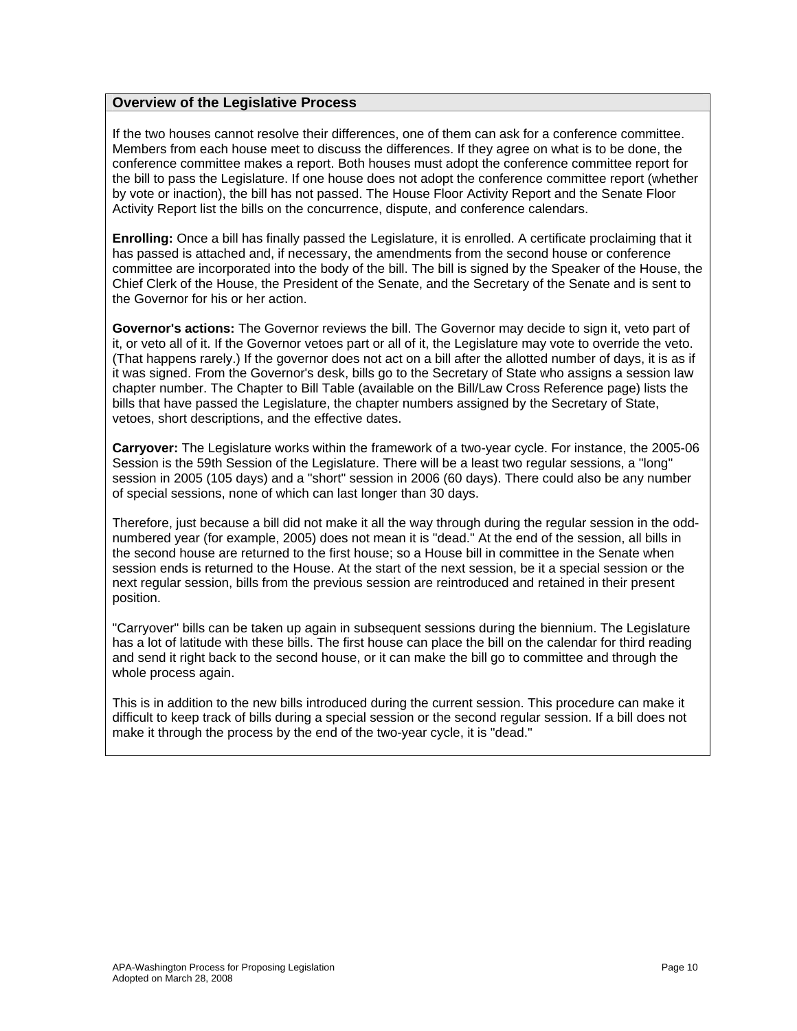## Overview of the Legislative Process

If the two houses cannot resolve their differences, one of them can ask for a conference committee. Members from each house meet to discuss the differences. If they agree on what is to be done, the conference committee makes a report. Both houses must adopt the conference committee report for the bill to pass the Legislature. If one house does not adopt the conference committee report (whether by vote or inaction), the bill has not passed. The House Floor Activity Report and the Senate Floor Activity Report list the bills on the concurrence, dispute, and conference calendars.

**Enrolling:** Once a bill has finally passed the Legislature, it is enrolled. A certificate proclaiming that it has passed is attached and, if necessary, the amendments from the second house or conference committee are incorporated into the body of the bill. The bill is signed by the Speaker of the House, the Chief Clerk of the House, the President of the Senate, and the Secretary of the Senate and is sent to the Governor for his or her action.

**Governor's actions:** The Governor reviews the bill. The Governor may decide to sign it, veto part of it, or veto all of it. If the Governor vetoes part or all of it, the Legislature may vote to override the veto. (That happens rarely.) If the governor does not act on a bill after the allotted number of days, it is as if it was signed. From the Governor's desk, bills go to the Secretary of State who assigns a session law chapter number. The Chapter to Bill Table (available on the Bill/Law Cross Reference page) lists the bills that have passed the Legislature, the chapter numbers assigned by the Secretary of State, vetoes, short descriptions, and the effective dates.

**Carryover:** The Legislature works within the framework of a two-year cycle. For instance, the 2005-06 Session is the 59th Session of the Legislature. There will be a least two regular sessions, a "long" session in 2005 (105 days) and a "short" session in 2006 (60 days). There could also be any number of special sessions, none of which can last longer than 30 days.

Therefore, just because a bill did not make it all the way through during the regular session in the odd-numbered year (for example, 2005) does not mean it is "dead." At the end of the session, all bills in the second house are returned to the first house; so a House bill in committee in the Senate when session ends is returned to the House. At the start of the next session, be it a special session or the next regular session, bills from the previous session are reintroduced and retained in their present position.

"Carryover" bills can be taken up again in subsequent sessions during the biennium. The Legislature has a lot of latitude with these bills. The first house can place the bill on the calendar for third reading and send it right back to the second house, or it can make the bill go to committee and through the whole process again.

This is in addition to the new bills introduced during the current session. This procedure can make it difficult to keep track of bills during a special session or the second regular session. If a bill does not make it through the process by the end of the two-year cycle, it is "dead."